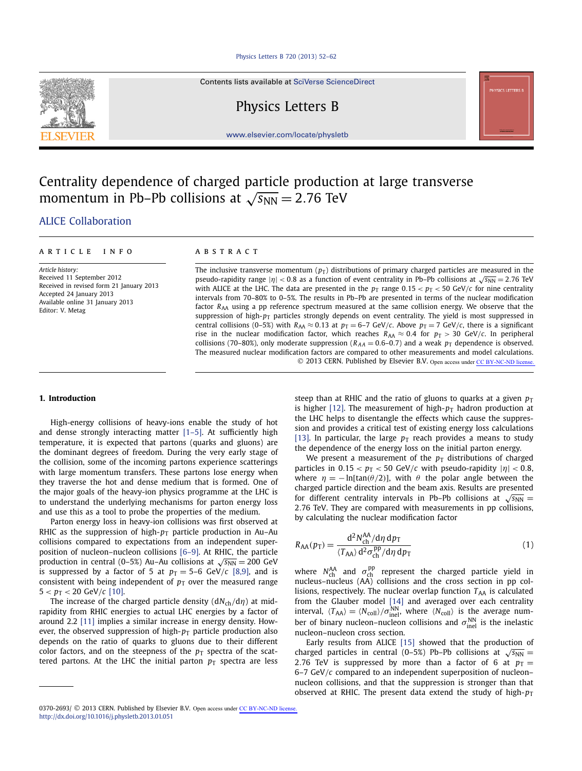# Centrality dependence of charged particle production at large transverse momentum in Pb–Pb collisions at $\sqrt{s_{NN}} = 2.76$ TeV

ALICE Collaboration

ARTICLE INFO

*Article history:*
Received 11 September 2012
Received in revised form 21 January 2013
Accepted 24 January 2013
Available online 31 January 2013
Editor: V. Metag

ABSTRACT

The inclusive transverse momentum ($p_T$) distributions of primary charged particles are measured in the pseudo-rapidity range $|\eta| < 0.8$ as a function of event centrality in Pb–Pb collisions at $\sqrt{s_{NN}} = 2.76$ TeV with ALICE at the LHC. The data are presented in the $p_T$ range $0.15 < p_T < 50$ GeV/$c$ for nine centrality intervals from 70–80% to 0–5%. The results in Pb–Pb are presented in terms of the nuclear modification factor $R_{AA}$ using a pp reference spectrum measured at the same collision energy. We observe that the suppression of high-$p_T$ particles strongly depends on event centrality. The yield is most suppressed in central collisions (0–5%) with $R_{AA} \approx 0.13$ at $p_T = 6$–$7$ GeV/$c$. Above $p_T = 7$ GeV/$c$, there is a significant rise in the nuclear modification factor, which reaches $R_{AA} \approx 0.4$ for $p_T > 30$ GeV/$c$. In peripheral collisions (70–80%), only moderate suppression ($R_{AA} = 0.6$–$0.7$) and a weak $p_T$ dependence is observed. The measured nuclear modification factors are compared to other measurements and model calculations.

© 2013 CERN. Published by Elsevier B.V. Open access under CC BY-NC-ND license.

## 1. Introduction

High-energy collisions of heavy-ions enable the study of hot and dense strongly interacting matter [1–5]. At sufficiently high temperature, it is expected that partons (quarks and gluons) are the dominant degrees of freedom. During the very early stage of the collision, some of the incoming partons experience scatterings with large momentum transfers. These partons lose energy when they traverse the hot and dense medium that is formed. One of the major goals of the heavy-ion physics programme at the LHC is to understand the underlying mechanisms for parton energy loss and use this as a tool to probe the properties of the medium.

Parton energy loss in heavy-ion collisions was first observed at RHIC as the suppression of high-$p_T$ particle production in Au–Au collisions compared to expectations from an independent superposition of nucleon–nucleon collisions [6–9]. At RHIC, the particle production in central (0–5%) Au–Au collisions at $\sqrt{s_{NN}} = 200$ GeV is suppressed by a factor of 5 at $p_T = 5$–$6$ GeV/$c$ [8,9], and is consistent with being independent of $p_T$ over the measured range $5 < p_T < 20$ GeV/$c$ [10].

The increase of the charged particle density ($dN_{ch}/d\eta$) at mid-rapidity from RHIC energies to actual LHC energies by a factor of around 2.2 [11] implies a similar increase in energy density. However, the observed suppression of high-$p_T$ particle production also depends on the ratio of quarks to gluons due to their different color factors, and on the steepness of the $p_T$ spectra of the scattered partons. At the LHC the initial parton $p_T$ spectra are less steep than at RHIC and the ratio of gluons to quarks at a given $p_T$ is higher [12]. The measurement of high-$p_T$ hadron production at the LHC helps to disentangle the effects which cause the suppression and provides a critical test of existing energy loss calculations [13]. In particular, the large $p_T$ reach provides a means to study the dependence of the energy loss on the initial parton energy.

We present a measurement of the $p_T$ distributions of charged particles in $0.15 < p_T < 50$ GeV/$c$ with pseudo-rapidity $|\eta| < 0.8$, where $\eta = -\ln[\tan(\theta/2)]$, with $\theta$ the polar angle between the charged particle direction and the beam axis. Results are presented for different centrality intervals in Pb–Pb collisions at $\sqrt{s_{NN}} = 2.76$ TeV. They are compared with measurements in pp collisions, by calculating the nuclear modification factor

$$R_{AA}(p_T) = \frac{d^2N_{ch}^{AA}/d\eta\, dp_T}{\langle T_{AA}\rangle\, d^2\sigma_{ch}^{pp}/d\eta\, dp_T} \tag{1}$$

where $N_{ch}^{AA}$ and $\sigma_{ch}^{pp}$ represent the charged particle yield in nucleus–nucleus (AA) collisions and the cross section in pp collisions, respectively. The nuclear overlap function $T_{AA}$ is calculated from the Glauber model [14] and averaged over each centrality interval, $\langle T_{AA}\rangle = \langle N_{coll}\rangle/\sigma_{inel}^{NN}$, where $\langle N_{coll}\rangle$ is the average number of binary nucleon–nucleon collisions and $\sigma_{inel}^{NN}$ is the inelastic nucleon–nucleon cross section.

Early results from ALICE [15] showed that the production of charged particles in central (0–5%) Pb–Pb collisions at $\sqrt{s_{NN}} = 2.76$ TeV is suppressed by more than a factor of 6 at $p_T = 6$–$7$ GeV/$c$ compared to an independent superposition of nucleon–nucleon collisions, and that the suppression is stronger than that observed at RHIC. The present data extend the study of high-$p_T$

0370-2693/ © 2013 CERN. Published by Elsevier B.V. Open access under CC BY-NC-ND license.
http://dx.doi.org/10.1016/j.physletb.2013.01.051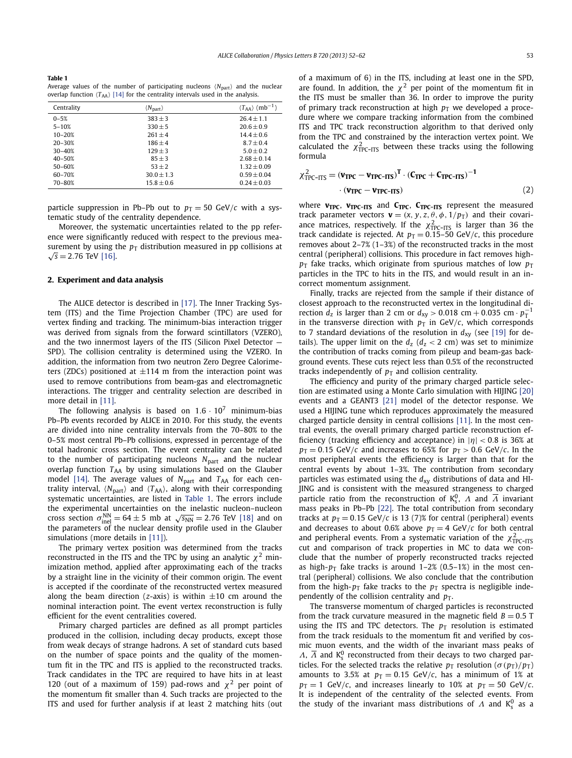**Table 1**
Average values of the number of participating nucleons $\langle N_{\text{part}} \rangle$ and the nuclear overlap function $\langle T_{\text{AA}} \rangle$ [14] for the centrality intervals used in the analysis.

| Centrality | $\langle N_{\text{part}} \rangle$ | $\langle T_{\text{AA}} \rangle$ ($\text{mb}^{-1}$) |
|---|---|---|
| 0–5% | $383 \pm 3$ | $26.4 \pm 1.1$ |
| 5–10% | $330 \pm 5$ | $20.6 \pm 0.9$ |
| 10–20% | $261 \pm 4$ | $14.4 \pm 0.6$ |
| 20–30% | $186 \pm 4$ | $8.7 \pm 0.4$ |
| 30–40% | $129 \pm 3$ | $5.0 \pm 0.2$ |
| 40–50% | $85 \pm 3$ | $2.68 \pm 0.14$ |
| 50–60% | $53 \pm 2$ | $1.32 \pm 0.09$ |
| 60–70% | $30.0 \pm 1.3$ | $0.59 \pm 0.04$ |
| 70–80% | $15.8 \pm 0.6$ | $0.24 \pm 0.03$ |

particle suppression in Pb–Pb out to $p_{\text{T}} = 50$ GeV/$c$ with a systematic study of the centrality dependence.

Moreover, the systematic uncertainties related to the pp reference were significantly reduced with respect to the previous measurement by using the $p_{\text{T}}$ distribution measured in pp collisions at $\sqrt{s} = 2.76$ TeV [16].

## 2. Experiment and data analysis

The ALICE detector is described in [17]. The Inner Tracking System (ITS) and the Time Projection Chamber (TPC) are used for vertex finding and tracking. The minimum-bias interaction trigger was derived from signals from the forward scintillators (VZERO), and the two innermost layers of the ITS (Silicon Pixel Detector — SPD). The collision centrality is determined using the VZERO. In addition, the information from two neutron Zero Degree Calorimeters (ZDCs) positioned at $\pm 114$ m from the interaction point was used to remove contributions from beam-gas and electromagnetic interactions. The trigger and centrality selection are described in more detail in [11].

The following analysis is based on $1.6 \cdot 10^{7}$ minimum-bias Pb–Pb events recorded by ALICE in 2010. For this study, the events are divided into nine centrality intervals from the 70–80% to the 0–5% most central Pb–Pb collisions, expressed in percentage of the total hadronic cross section. The event centrality can be related to the number of participating nucleons $N_{\text{part}}$ and the nuclear overlap function $T_{\text{AA}}$ by using simulations based on the Glauber model [14]. The average values of $N_{\text{part}}$ and $T_{\text{AA}}$ for each centrality interval, $\langle N_{\text{part}} \rangle$ and $\langle T_{\text{AA}} \rangle$, along with their corresponding systematic uncertainties, are listed in Table 1. The errors include the experimental uncertainties on the inelastic nucleon–nucleon cross section $\sigma_{\text{inel}}^{\text{NN}} = 64 \pm 5$ mb at $\sqrt{s_{\text{NN}}} = 2.76$ TeV [18] and on the parameters of the nuclear density profile used in the Glauber simulations (more details in [11]).

The primary vertex position was determined from the tracks reconstructed in the ITS and the TPC by using an analytic $\chi^2$ minimization method, applied after approximating each of the tracks by a straight line in the vicinity of their common origin. The event is accepted if the coordinate of the reconstructed vertex measured along the beam direction ($z$-axis) is within $\pm 10$ cm around the nominal interaction point. The event vertex reconstruction is fully efficient for the event centralities covered.

Primary charged particles are defined as all prompt particles produced in the collision, including decay products, except those from weak decays of strange hadrons. A set of standard cuts based on the number of space points and the quality of the momentum fit in the TPC and ITS is applied to the reconstructed tracks. Track candidates in the TPC are required to have hits in at least 120 (out of a maximum of 159) pad-rows and $\chi^2$ per point of the momentum fit smaller than 4. Such tracks are projected to the ITS and used for further analysis if at least 2 matching hits (out of a maximum of 6) in the ITS, including at least one in the SPD, are found. In addition, the $\chi^2$ per point of the momentum fit in the ITS must be smaller than 36. In order to improve the purity of primary track reconstruction at high $p_{\text{T}}$ we developed a procedure where we compare tracking information from the combined ITS and TPC track reconstruction algorithm to that derived only from the TPC and constrained by the interaction vertex point. We calculated the $\chi^2_{\text{TPC–ITS}}$ between these tracks using the following formula

$$\chi^2_{\text{TPC–ITS}} = (\mathbf{v_{TPC}} - \mathbf{v_{TPC\text{-}ITS}})^{\mathbf{T}} \cdot (\mathbf{C_{TPC}} + \mathbf{C_{TPC\text{-}ITS}})^{\mathbf{-1}} \cdot (\mathbf{v_{TPC}} - \mathbf{v_{TPC\text{-}ITS}}) \tag{2}$$

where $\mathbf{v_{TPC}}$, $\mathbf{v_{TPC\text{-}ITS}}$ and $\mathbf{C_{TPC}}$, $\mathbf{C_{TPC\text{-}ITS}}$ represent the measured track parameter vectors $\mathbf{v} = (x, y, z, \theta, \phi, 1/p_{\text{T}})$ and their covariance matrices, respectively. If the $\chi^2_{\text{TPC–ITS}}$ is larger than 36 the track candidate is rejected. At $p_{\text{T}} = 0.15$–50 GeV/$c$, this procedure removes about 2–7% (1–3%) of the reconstructed tracks in the most central (peripheral) collisions. This procedure in fact removes high-$p_{\text{T}}$ fake tracks, which originate from spurious matches of low $p_{\text{T}}$ particles in the TPC to hits in the ITS, and would result in an incorrect momentum assignment.

Finally, tracks are rejected from the sample if their distance of closest approach to the reconstructed vertex in the longitudinal direction $d_z$ is larger than 2 cm or $d_{xy} > 0.018 \text{ cm} + 0.035 \text{ cm} \cdot p_{\text{T}}^{-1}$ in the transverse direction with $p_{\text{T}}$ in GeV/$c$, which corresponds to 7 standard deviations of the resolution in $d_{xy}$ (see [19] for details). The upper limit on the $d_z$ ($d_z < 2$ cm) was set to minimize the contribution of tracks coming from pileup and beam-gas background events. These cuts reject less than 0.5% of the reconstructed tracks independently of $p_{\text{T}}$ and collision centrality.

The efficiency and purity of the primary charged particle selection are estimated using a Monte Carlo simulation with HIJING [20] events and a GEANT3 [21] model of the detector response. We used a HIJING tune which reproduces approximately the measured charged particle density in central collisions [11]. In the most central events, the overall primary charged particle reconstruction efficiency (tracking efficiency and acceptance) in $|\eta| < 0.8$ is 36% at $p_{\text{T}} = 0.15$ GeV/$c$ and increases to 65% for $p_{\text{T}} > 0.6$ GeV/$c$. In the most peripheral events the efficiency is larger than that for the central events by about 1–3%. The contribution from secondary particles was estimated using the $d_{xy}$ distributions of data and HIJING and is consistent with the measured strangeness to charged particle ratio from the reconstruction of $\text{K}^0_{\text{s}}$, $\Lambda$ and $\overline{\Lambda}$ invariant mass peaks in Pb–Pb [22]. The total contribution from secondary tracks at $p_{\text{T}} = 0.15$ GeV/$c$ is 13 (7)% for central (peripheral) events and decreases to about 0.6% above $p_{\text{T}} = 4$ GeV/$c$ for both central and peripheral events. From a systematic variation of the $\chi^2_{\text{TPC–ITS}}$ cut and comparison of track properties in MC to data we conclude that the number of properly reconstructed tracks rejected as high-$p_{\text{T}}$ fake tracks is around 1–2% (0.5–1%) in the most central (peripheral) collisions. We also conclude that the contribution from the high-$p_{\text{T}}$ fake tracks to the $p_{\text{T}}$ spectra is negligible independently of the collision centrality and $p_{\text{T}}$.

The transverse momentum of charged particles is reconstructed from the track curvature measured in the magnetic field $B = 0.5$ T using the ITS and TPC detectors. The $p_{\text{T}}$ resolution is estimated from the track residuals to the momentum fit and verified by cosmic muon events, and the width of the invariant mass peaks of $\Lambda$, $\overline{\Lambda}$ and $\text{K}^0_{\text{s}}$ reconstructed from their decays to two charged particles. For the selected tracks the relative $p_{\text{T}}$ resolution ($\sigma(p_{\text{T}})/p_{\text{T}}$) amounts to 3.5% at $p_{\text{T}} = 0.15$ GeV/$c$, has a minimum of 1% at $p_{\text{T}} = 1$ GeV/$c$, and increases linearly to 10% at $p_{\text{T}} = 50$ GeV/$c$. It is independent of the centrality of the selected events. From the study of the invariant mass distributions of $\Lambda$ and $\text{K}^0_{\text{s}}$ as a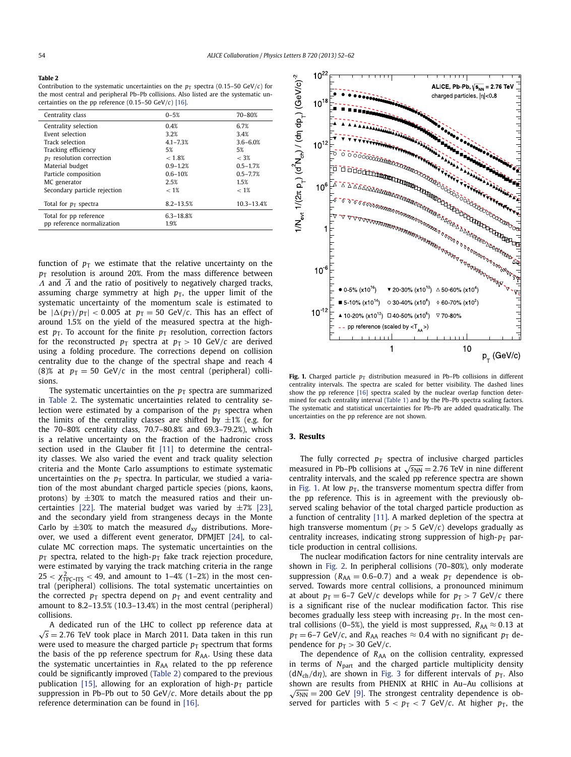**Table 2**
Contribution to the systematic uncertainties on the $p_T$ spectra (0.15–50 GeV/$c$) for the most central and peripheral Pb–Pb collisions. Also listed are the systematic uncertainties on the pp reference (0.15–50 GeV/$c$) [16].

| Centrality class | 0–5% | 70–80% |
|---|---|---|
| Centrality selection | 0.4% | 6.7% |
| Event selection | 3.2% | 3.4% |
| Track selection | 4.1–7.3% | 3.6–6.0% |
| Tracking efficiency | 5% | 5% |
| $p_T$ resolution correction | < 1.8% | < 3% |
| Material budget | 0.9–1.2% | 0.5–1.7% |
| Particle composition | 0.6–10% | 0.5–7.7% |
| MC generator | 2.5% | 1.5% |
| Secondary particle rejection | < 1% | < 1% |
| Total for $p_T$ spectra | 8.2–13.5% | 10.3–13.4% |
| Total for pp reference | 6.3–18.8% | |
| pp reference normalization | 1.9% | |

function of $p_T$ we estimate that the relative uncertainty on the $p_T$ resolution is around 20%. From the mass difference between $\Lambda$ and $\overline{\Lambda}$ and the ratio of positively to negatively charged tracks, assuming charge symmetry at high $p_T$, the upper limit of the systematic uncertainty of the momentum scale is estimated to be $|\Delta(p_T)/p_T| < 0.005$ at $p_T = 50$ GeV/$c$. This has an effect of around 1.5% on the yield of the measured spectra at the highest $p_T$. To account for the finite $p_T$ resolution, correction factors for the reconstructed $p_T$ spectra at $p_T > 10$ GeV/$c$ are derived using a folding procedure. The corrections depend on collision centrality due to the change of the spectral shape and reach 4 (8)% at $p_T = 50$ GeV/$c$ in the most central (peripheral) collisions.

The systematic uncertainties on the $p_T$ spectra are summarized in Table 2. The systematic uncertainties related to centrality selection were estimated by a comparison of the $p_T$ spectra when the limits of the centrality classes are shifted by $\pm 1\%$ (e.g. for the 70–80% centrality class, 70.7–80.8% and 69.3–79.2%), which is a relative uncertainty on the fraction of the hadronic cross section used in the Glauber fit [11] to determine the centrality classes. We also varied the event and track quality selection criteria and the Monte Carlo assumptions to estimate systematic uncertainties on the $p_T$ spectra. In particular, we studied a variation of the most abundant charged particle species (pions, kaons, protons) by $\pm 30\%$ to match the measured ratios and their uncertainties [22]. The material budget was varied by $\pm 7\%$ [23], and the secondary yield from strangeness decays in the Monte Carlo by $\pm 30\%$ to match the measured $d_{xy}$ distributions. Moreover, we used a different event generator, DPMJET [24], to calculate MC correction maps. The systematic uncertainties on the $p_T$ spectra, related to the high-$p_T$ fake track rejection procedure, were estimated by varying the track matching criteria in the range $25 < \chi^2_{\text{TPC–ITS}} < 49$, and amount to 1–4% (1–2%) in the most central (peripheral) collisions. The total systematic uncertainties on the corrected $p_T$ spectra depend on $p_T$ and event centrality and amount to 8.2–13.5% (10.3–13.4%) in the most central (peripheral) collisions.

A dedicated run of the LHC to collect pp reference data at $\sqrt{s} = 2.76$ TeV took place in March 2011. Data taken in this run were used to measure the charged particle $p_T$ spectrum that forms the basis of the pp reference spectrum for $R_{AA}$. Using these data the systematic uncertainties in $R_{AA}$ related to the pp reference could be significantly improved (Table 2) compared to the previous publication [15], allowing for an exploration of high-$p_T$ particle suppression in Pb–Pb out to 50 GeV/$c$. More details about the pp reference determination can be found in [16].

ALICE, Pb-Pb, $\sqrt{s_{NN}}$ = 2.76 TeV
charged particles, |η|<0.8

$1/N_{evt}\ 1/(2\pi p_T)\ (d^2N_{ch})/(d\eta\ dp_T)$ (GeV/c)$^{-2}$

$p_T$ (GeV/c)

● 0-5% (x10$^{16}$) ▼ 20-30% (x10$^{10}$) △ 50-60% (x10$^{4}$)
■ 5-10% (x10$^{14}$) ○ 30-40% (x10$^{8}$) ◇ 60-70% (x10$^{2}$)
▲ 10-20% (x10$^{12}$) □ 40-50% (x10$^{6}$) ▽ 70-80%
-- pp reference (scaled by <T$_{AA}$>)

**Fig. 1.** Charged particle $p_T$ distribution measured in Pb–Pb collisions in different centrality intervals. The spectra are scaled for better visibility. The dashed lines show the pp reference [16] spectra scaled by the nuclear overlap function determined for each centrality interval (Table 1) and by the Pb–Pb spectra scaling factors. The systematic and statistical uncertainties for Pb–Pb are added quadratically. The uncertainties on the pp reference are not shown.

## 3. Results

The fully corrected $p_T$ spectra of inclusive charged particles measured in Pb–Pb collisions at $\sqrt{s_{NN}} = 2.76$ TeV in nine different centrality intervals, and the scaled pp reference spectra are shown in Fig. 1. At low $p_T$, the transverse momentum spectra differ from the pp reference. This is in agreement with the previously observed scaling behavior of the total charged particle production as a function of centrality [11]. A marked depletion of the spectra at high transverse momentum ($p_T > 5$ GeV/$c$) develops gradually as centrality increases, indicating strong suppression of high-$p_T$ particle production in central collisions.

The nuclear modification factors for nine centrality intervals are shown in Fig. 2. In peripheral collisions (70–80%), only moderate suppression ($R_{AA} = 0.6$–$0.7$) and a weak $p_T$ dependence is observed. Towards more central collisions, a pronounced minimum at about $p_T = 6$–$7$ GeV/$c$ develops while for $p_T > 7$ GeV/$c$ there is a significant rise of the nuclear modification factor. This rise becomes gradually less steep with increasing $p_T$. In the most central collisions (0–5%), the yield is most suppressed, $R_{AA} \approx 0.13$ at $p_T = 6$–$7$ GeV/$c$, and $R_{AA}$ reaches $\approx 0.4$ with no significant $p_T$ dependence for $p_T > 30$ GeV/$c$.

The dependence of $R_{AA}$ on the collision centrality, expressed in terms of $N_{part}$ and the charged particle multiplicity density ($dN_{ch}/d\eta$), are shown in Fig. 3 for different intervals of $p_T$. Also shown are results from PHENIX at RHIC in Au–Au collisions at $\sqrt{s_{NN}} = 200$ GeV [9]. The strongest centrality dependence is observed for particles with $5 < p_T < 7$ GeV/$c$. At higher $p_T$, the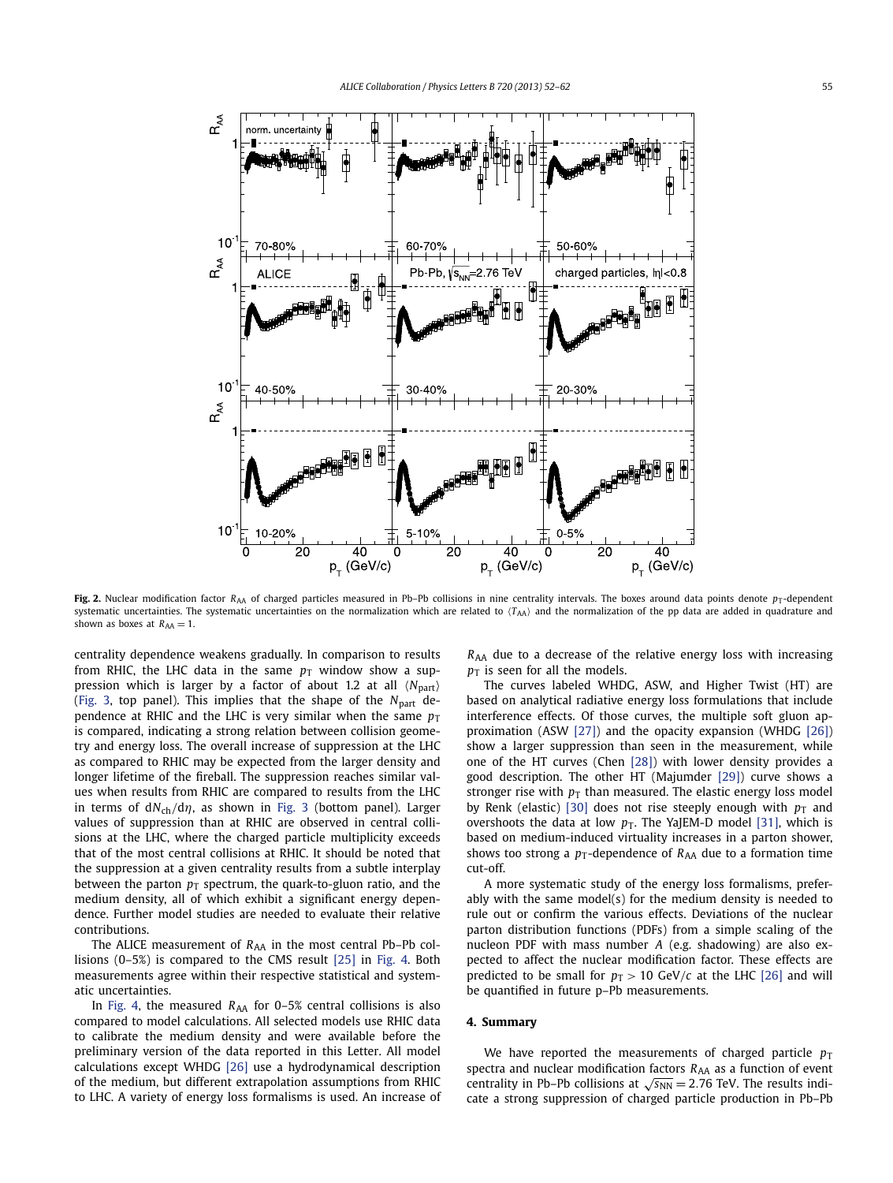R_AA

norm. uncertainty

70-80%

60-70%

50-60%

ALICE

Pb-Pb, $\sqrt{s_{NN}}$=2.76 TeV

charged particles, |η|<0.8

40-50%

30-40%

20-30%

10-20%

5-10%

0-5%

1

$10^{-1}$

0 20 40

$p_T$ (GeV/c)

**Fig. 2.** Nuclear modification factor $R_{AA}$ of charged particles measured in Pb–Pb collisions in nine centrality intervals. The boxes around data points denote $p_T$-dependent systematic uncertainties. The systematic uncertainties on the normalization which are related to $\langle T_{AA} \rangle$ and the normalization of the pp data are added in quadrature and shown as boxes at $R_{AA} = 1$.

centrality dependence weakens gradually. In comparison to results from RHIC, the LHC data in the same $p_T$ window show a suppression which is larger by a factor of about 1.2 at all $\langle N_{part} \rangle$ (Fig. 3, top panel). This implies that the shape of the $N_{part}$ dependence at RHIC and the LHC is very similar when the same $p_T$ is compared, indicating a strong relation between collision geometry and energy loss. The overall increase of suppression at the LHC as compared to RHIC may be expected from the larger density and longer lifetime of the fireball. The suppression reaches similar values when results from RHIC are compared to results from the LHC in terms of $dN_{ch}/d\eta$, as shown in Fig. 3 (bottom panel). Larger values of suppression than at RHIC are observed in central collisions at the LHC, where the charged particle multiplicity exceeds that of the most central collisions at RHIC. It should be noted that the suppression at a given centrality results from a subtle interplay between the parton $p_T$ spectrum, the quark-to-gluon ratio, and the medium density, all of which exhibit a significant energy dependence. Further model studies are needed to evaluate their relative contributions.

The ALICE measurement of $R_{AA}$ in the most central Pb–Pb collisions (0–5%) is compared to the CMS result [25] in Fig. 4. Both measurements agree within their respective statistical and systematic uncertainties.

In Fig. 4, the measured $R_{AA}$ for 0–5% central collisions is also compared to model calculations. All selected models use RHIC data to calibrate the medium density and were available before the preliminary version of the data reported in this Letter. All model calculations except WHDG [26] use a hydrodynamical description of the medium, but different extrapolation assumptions from RHIC to LHC. A variety of energy loss formalisms is used. An increase of $R_{AA}$ due to a decrease of the relative energy loss with increasing $p_T$ is seen for all the models.

The curves labeled WHDG, ASW, and Higher Twist (HT) are based on analytical radiative energy loss formulations that include interference effects. Of those curves, the multiple soft gluon approximation (ASW [27]) and the opacity expansion (WHDG [26]) show a larger suppression than seen in the measurement, while one of the HT curves (Chen [28]) with lower density provides a good description. The other HT (Majumder [29]) curve shows a stronger rise with $p_T$ than measured. The elastic energy loss model by Renk (elastic) [30] does not rise steeply enough with $p_T$ and overshoots the data at low $p_T$. The YaJEM-D model [31], which is based on medium-induced virtuality increases in a parton shower, shows too strong a $p_T$-dependence of $R_{AA}$ due to a formation time cut-off.

A more systematic study of the energy loss formalisms, preferably with the same model(s) for the medium density is needed to rule out or confirm the various effects. Deviations of the nuclear parton distribution functions (PDFs) from a simple scaling of the nucleon PDF with mass number $A$ (e.g. shadowing) are also expected to affect the nuclear modification factor. These effects are predicted to be small for $p_T > 10$ GeV/$c$ at the LHC [26] and will be quantified in future p–Pb measurements.

## 4. Summary

We have reported the measurements of charged particle $p_T$ spectra and nuclear modification factors $R_{AA}$ as a function of event centrality in Pb–Pb collisions at $\sqrt{s_{NN}} = 2.76$ TeV. The results indicate a strong suppression of charged particle production in Pb–Pb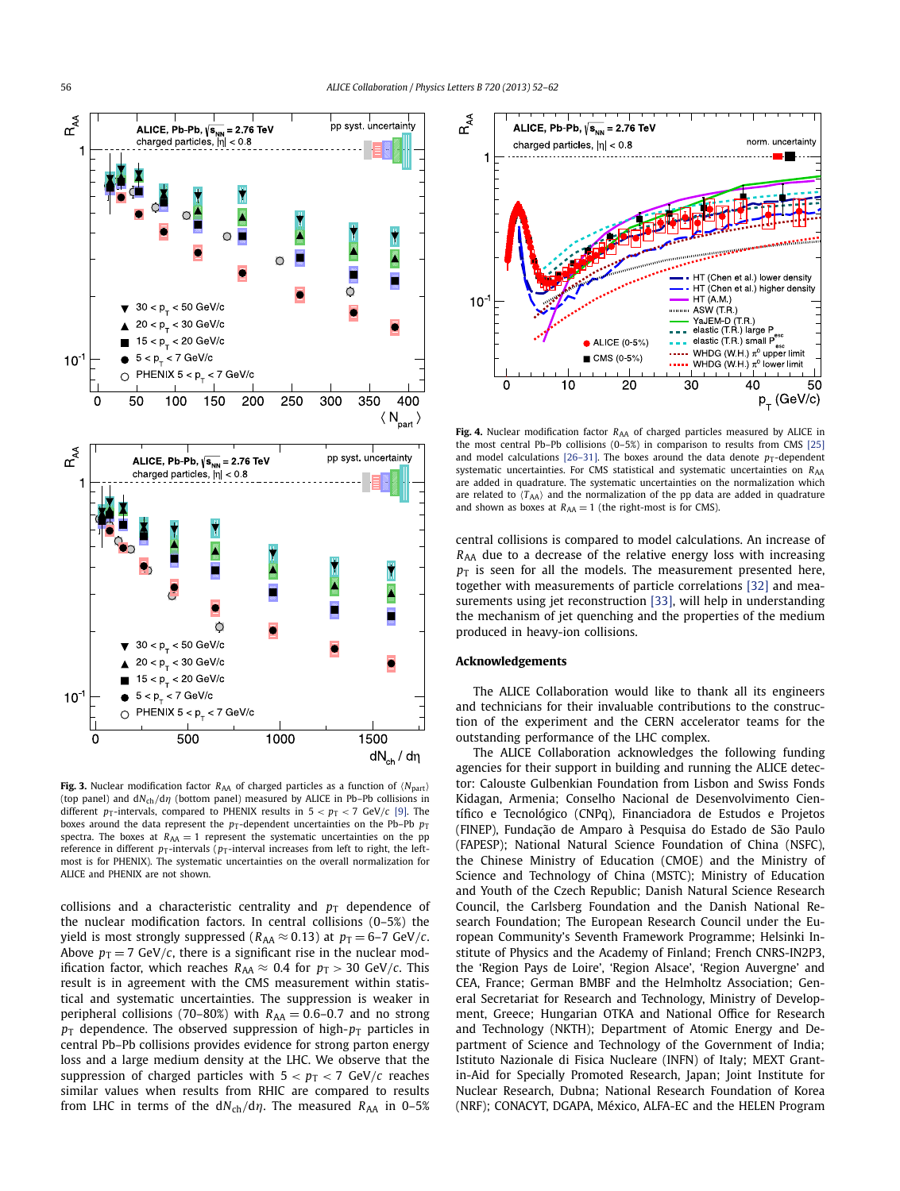ALICE, Pb-Pb, $\sqrt{s_{NN}}$ = 2.76 TeV
charged particles, |η| < 0.8
pp syst. uncertainty
$R_{AA}$
1
$10^{-1}$
0 50 100 150 200 250 300 350 400
$\langle N_{part} \rangle$
▼ 30 < $p_T$ < 50 GeV/c
▲ 20 < $p_T$ < 30 GeV/c
■ 15 < $p_T$ < 20 GeV/c
● 5 < $p_T$ < 7 GeV/c
○ PHENIX 5 < $p_T$ < 7 GeV/c

ALICE, Pb-Pb, $\sqrt{s_{NN}}$ = 2.76 TeV
charged particles, |η| < 0.8
pp syst. uncertainty
$R_{AA}$
1
$10^{-1}$
0 500 1000 1500
$dN_{ch} / d\eta$
▼ 30 < $p_T$ < 50 GeV/c
▲ 20 < $p_T$ < 30 GeV/c
■ 15 < $p_T$ < 20 GeV/c
● 5 < $p_T$ < 7 GeV/c
○ PHENIX 5 < $p_T$ < 7 GeV/c

**Fig. 3.** Nuclear modification factor $R_{AA}$ of charged particles as a function of $\langle N_{part} \rangle$ (top panel) and $dN_{ch}/d\eta$ (bottom panel) measured by ALICE in Pb–Pb collisions in different $p_T$-intervals, compared to PHENIX results in $5 < p_T < 7$ GeV/$c$ [9]. The boxes around the data represent the $p_T$-dependent uncertainties on the Pb–Pb $p_T$ spectra. The boxes at $R_{AA} = 1$ represent the systematic uncertainties on the pp reference in different $p_T$-intervals ($p_T$-interval increases from left to right, the leftmost is for PHENIX). The systematic uncertainties on the overall normalization for ALICE and PHENIX are not shown.

ALICE, Pb-Pb, $\sqrt{s_{NN}}$ = 2.76 TeV
charged particles, |η| < 0.8
norm. uncertainty
$R_{AA}$
1
$10^{-1}$
0 10 20 30 40 50
$p_T$ (GeV/c)
● ALICE (0-5%)
■ CMS (0-5%)
HT (Chen et al.) lower density
HT (Chen et al.) higher density
HT (A.M.)
ASW (T.R.)
YaJEM-D (T.R.)
elastic (T.R.) large $P_{esc}$
elastic (T.R.) small $P_{esc}$
WHDG (W.H.) $\pi^0$ upper limit
WHDG (W.H.) $\pi^0$ lower limit

**Fig. 4.** Nuclear modification factor $R_{AA}$ of charged particles measured by ALICE in the most central Pb–Pb collisions (0–5%) in comparison to results from CMS [25] and model calculations [26–31]. The boxes around the data denote $p_T$-dependent systematic uncertainties. For CMS statistical and systematic uncertainties on $R_{AA}$ are added in quadrature. The systematic uncertainties on the normalization which are related to $\langle T_{AA} \rangle$ and the normalization of the pp data are added in quadrature and shown as boxes at $R_{AA} = 1$ (the right-most is for CMS).

collisions and a characteristic centrality and $p_T$ dependence of the nuclear modification factors. In central collisions (0–5%) the yield is most strongly suppressed ($R_{AA} \approx 0.13$) at $p_T = 6$–$7$ GeV/$c$. Above $p_T = 7$ GeV/$c$, there is a significant rise in the nuclear modification factor, which reaches $R_{AA} \approx 0.4$ for $p_T > 30$ GeV/$c$. This result is in agreement with the CMS measurement within statistical and systematic uncertainties. The suppression is weaker in peripheral collisions (70–80%) with $R_{AA} = 0.6$–$0.7$ and no strong $p_T$ dependence. The observed suppression of high-$p_T$ particles in central Pb–Pb collisions provides evidence for strong parton energy loss and a large medium density at the LHC. We observe that the suppression of charged particles with $5 < p_T < 7$ GeV/$c$ reaches similar values when results from RHIC are compared to results from LHC in terms of the $dN_{ch}/d\eta$. The measured $R_{AA}$ in 0–5% central collisions is compared to model calculations. An increase of $R_{AA}$ due to a decrease of the relative energy loss with increasing $p_T$ is seen for all the models. The measurement presented here, together with measurements of particle correlations [32] and measurements using jet reconstruction [33], will help in understanding the mechanism of jet quenching and the properties of the medium produced in heavy-ion collisions.

## Acknowledgements

The ALICE Collaboration would like to thank all its engineers and technicians for their invaluable contributions to the construction of the experiment and the CERN accelerator teams for the outstanding performance of the LHC complex.

The ALICE Collaboration acknowledges the following funding agencies for their support in building and running the ALICE detector: Calouste Gulbenkian Foundation from Lisbon and Swiss Fonds Kidagan, Armenia; Conselho Nacional de Desenvolvimento Científico e Tecnológico (CNPq), Financiadora de Estudos e Projetos (FINEP), Fundação de Amparo à Pesquisa do Estado de São Paulo (FAPESP); National Natural Science Foundation of China (NSFC), the Chinese Ministry of Education (CMOE) and the Ministry of Science and Technology of China (MSTC); Ministry of Education and Youth of the Czech Republic; Danish Natural Science Research Council, the Carlsberg Foundation and the Danish National Research Foundation; The European Research Council under the European Community's Seventh Framework Programme; Helsinki Institute of Physics and the Academy of Finland; French CNRS-IN2P3, the 'Region Pays de Loire', 'Region Alsace', 'Region Auvergne' and CEA, France; German BMBF and the Helmholtz Association; General Secretariat for Research and Technology, Ministry of Development, Greece; Hungarian OTKA and National Office for Research and Technology (NKTH); Department of Atomic Energy and Department of Science and Technology of the Government of India; Istituto Nazionale di Fisica Nucleare (INFN) of Italy; MEXT Grant-in-Aid for Specially Promoted Research, Japan; Joint Institute for Nuclear Research, Dubna; National Research Foundation of Korea (NRF); CONACYT, DGAPA, México, ALFA-EC and the HELEN Program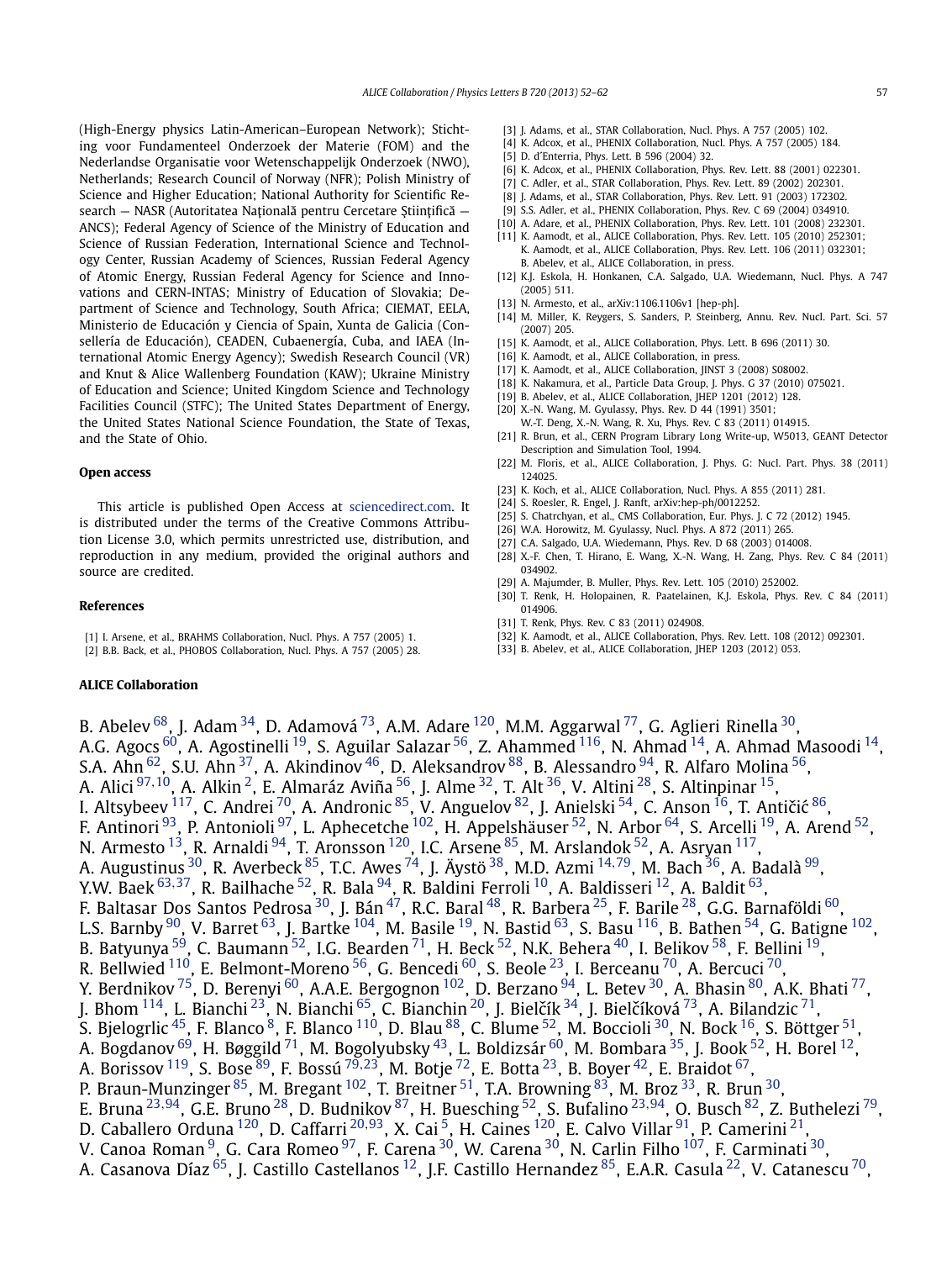(High-Energy physics Latin-American–European Network); Stichting voor Fundamenteel Onderzoek der Materie (FOM) and the Nederlandse Organisatie voor Wetenschappelijk Onderzoek (NWO), Netherlands; Research Council of Norway (NFR); Polish Ministry of Science and Higher Education; National Authority for Scientific Research — NASR (Autoritatea Naţională pentru Cercetare Ştiinţifică — ANCS); Federal Agency of Science of the Ministry of Education and Science of Russian Federation, International Science and Technology Center, Russian Academy of Sciences, Russian Federal Agency of Atomic Energy, Russian Federal Agency for Science and Innovations and CERN-INTAS; Ministry of Education of Slovakia; Department of Science and Technology, South Africa; CIEMAT, EELA, Ministerio de Educación y Ciencia of Spain, Xunta de Galicia (Consellería de Educación), CEADEN, Cubaenergía, Cuba, and IAEA (International Atomic Energy Agency); Swedish Research Council (VR) and Knut & Alice Wallenberg Foundation (KAW); Ukraine Ministry of Education and Science; United Kingdom Science and Technology Facilities Council (STFC); The United States Department of Energy, the United States National Science Foundation, the State of Texas, and the State of Ohio.

### Open access

This article is published Open Access at sciencedirect.com. It is distributed under the terms of the Creative Commons Attribution License 3.0, which permits unrestricted use, distribution, and reproduction in any medium, provided the original authors and source are credited.

### References

[1] I. Arsene, et al., BRAHMS Collaboration, Nucl. Phys. A 757 (2005) 1.
[2] B.B. Back, et al., PHOBOS Collaboration, Nucl. Phys. A 757 (2005) 28.
[3] J. Adams, et al., STAR Collaboration, Nucl. Phys. A 757 (2005) 102.
[4] K. Adcox, et al., PHENIX Collaboration, Nucl. Phys. A 757 (2005) 184.
[5] D. d'Enterria, Phys. Lett. B 596 (2004) 32.
[6] K. Adcox, et al., PHENIX Collaboration, Phys. Rev. Lett. 88 (2001) 022301.
[7] C. Adler, et al., STAR Collaboration, Phys. Rev. Lett. 89 (2002) 202301.
[8] J. Adams, et al., STAR Collaboration, Phys. Rev. Lett. 91 (2003) 172302.
[9] S.S. Adler, et al., PHENIX Collaboration, Phys. Rev. C 69 (2004) 034910.
[10] A. Adare, et al., PHENIX Collaboration, Phys. Rev. Lett. 101 (2008) 232301.
[11] K. Aamodt, et al., ALICE Collaboration, Phys. Rev. Lett. 105 (2010) 252301; K. Aamodt, et al., ALICE Collaboration, Phys. Rev. Lett. 106 (2011) 032301; B. Abelev, et al., ALICE Collaboration, in press.
[12] K.J. Eskola, H. Honkanen, C.A. Salgado, U.A. Wiedemann, Nucl. Phys. A 747 (2005) 511.
[13] N. Armesto, et al., arXiv:1106.1106v1 [hep-ph].
[14] M. Miller, K. Reygers, S. Sanders, P. Steinberg, Annu. Rev. Nucl. Part. Sci. 57 (2007) 205.
[15] K. Aamodt, et al., ALICE Collaboration, Phys. Lett. B 696 (2011) 30.
[16] K. Aamodt, et al., ALICE Collaboration, in press.
[17] K. Aamodt, et al., ALICE Collaboration, JINST 3 (2008) S08002.
[18] K. Nakamura, et al., Particle Data Group, J. Phys. G 37 (2010) 075021.
[19] B. Abelev, et al., ALICE Collaboration, JHEP 1201 (2012) 128.
[20] X.-N. Wang, M. Gyulassy, Phys. Rev. D 44 (1991) 3501; W.-T. Deng, X.-N. Wang, R. Xu, Phys. Rev. C 83 (2011) 014915.
[21] R. Brun, et al., CERN Program Library Long Write-up, W5013, GEANT Detector Description and Simulation Tool, 1994.
[22] M. Floris, et al., ALICE Collaboration, J. Phys. G: Nucl. Part. Phys. 38 (2011) 124025.
[23] K. Koch, et al., ALICE Collaboration, Nucl. Phys. A 855 (2011) 281.
[24] S. Roesler, R. Engel, J. Ranft, arXiv:hep-ph/0012252.
[25] S. Chatrchyan, et al., CMS Collaboration, Eur. Phys. J. C 72 (2012) 1945.
[26] W.A. Horowitz, M. Gyulassy, Nucl. Phys. A 872 (2011) 265.
[27] C.A. Salgado, U.A. Wiedemann, Phys. Rev. D 68 (2003) 014008.
[28] X.-F. Chen, T. Hirano, E. Wang, X.-N. Wang, H. Zang, Phys. Rev. C 84 (2011) 034902.
[29] A. Majumder, B. Muller, Phys. Rev. Lett. 105 (2010) 252002.
[30] T. Renk, H. Holopainen, R. Paatelainen, K.J. Eskola, Phys. Rev. C 84 (2011) 014906.
[31] T. Renk, Phys. Rev. C 83 (2011) 024908.
[32] K. Aamodt, et al., ALICE Collaboration, Phys. Rev. Lett. 108 (2012) 092301.
[33] B. Abelev, et al., ALICE Collaboration, JHEP 1203 (2012) 053.

### ALICE Collaboration

B. Abelev [68], J. Adam [34], D. Adamová [73], A.M. Adare [120], M.M. Aggarwal [77], G. Aglieri Rinella [30], A.G. Agocs [60], A. Agostinelli [19], S. Aguilar Salazar [56], Z. Ahammed [116], N. Ahmad [14], A. Ahmad Masoodi [14], S.A. Ahn [62], S.U. Ahn [37], A. Akindinov [46], D. Aleksandrov [88], B. Alessandro [94], R. Alfaro Molina [56], A. Alici [97,10], A. Alkin [2], E. Almaráz Aviña [56], J. Alme [32], T. Alt [36], V. Altini [28], S. Altinpinar [15], I. Altsybeev [117], C. Andrei [70], A. Andronic [85], V. Anguelov [82], J. Anielski [54], C. Anson [16], T. Antičić [86], F. Antinori [93], P. Antonioli [97], L. Aphecetche [102], H. Appelshäuser [52], N. Arbor [64], S. Arcelli [19], A. Arend [52], N. Armesto [13], R. Arnaldi [94], T. Aronsson [120], I.C. Arsene [85], M. Arslandok [52], A. Asryan [117], A. Augustinus [30], R. Averbeck [85], T.C. Awes [74], J. Äystö [38], M.D. Azmi [14,79], M. Bach [36], A. Badalà [99], Y.W. Baek [63,37], R. Bailhache [52], R. Bala [94], R. Baldini Ferroli [10], A. Baldisseri [12], A. Baldit [63], F. Baltasar Dos Santos Pedrosa [30], J. Bán [47], R.C. Baral [48], R. Barbera [25], F. Barile [28], G.G. Barnaföldi [60], L.S. Barnby [90], V. Barret [63], J. Bartke [104], M. Basile [19], N. Bastid [63], S. Basu [116], B. Bathen [54], G. Batigne [102], B. Batyunya [59], C. Baumann [52], I.G. Bearden [71], H. Beck [52], N.K. Behera [40], I. Belikov [58], F. Bellini [19], R. Bellwied [110], E. Belmont-Moreno [56], G. Bencedi [60], S. Beole [23], I. Berceanu [70], A. Bercuci [70], Y. Berdnikov [75], D. Berenyi [60], A.A.E. Bergognon [102], D. Berzano [94], L. Betev [30], A. Bhasin [80], A.K. Bhati [77], J. Bhom [114], L. Bianchi [23], N. Bianchi [65], C. Bianchin [20], J. Bielčík [34], J. Bielčíková [73], A. Bilandzic [71], S. Bjelogrlic [45], F. Blanco [8], F. Blanco [110], D. Blau [88], C. Blume [52], M. Boccioli [30], N. Bock [16], S. Böttger [51], A. Bogdanov [69], H. Bøggild [71], M. Bogolyubsky [43], L. Boldizsár [60], M. Bombara [35], J. Book [52], H. Borel [12], A. Borissov [119], S. Bose [89], F. Bossú [79,23], M. Botje [72], E. Botta [23], B. Boyer [42], E. Braidot [67], P. Braun-Munzinger [85], M. Bregant [102], T. Breitner [51], T.A. Browning [83], M. Broz [33], R. Brun [30], E. Bruna [23,94], G.E. Bruno [28], D. Budnikov [87], H. Buesching [52], S. Bufalino [23,94], O. Busch [82], Z. Buthelezi [79], D. Caballero Orduna [120], D. Caffarri [20,93], X. Cai [5], H. Caines [120], E. Calvo Villar [91], P. Camerini [21], V. Canoa Roman [9], G. Cara Romeo [97], F. Carena [30], W. Carena [30], N. Carlin Filho [107], F. Carminati [30], A. Casanova Díaz [65], J. Castillo Castellanos [12], J.F. Castillo Hernandez [85], E.A.R. Casula [22], V. Catanescu [70],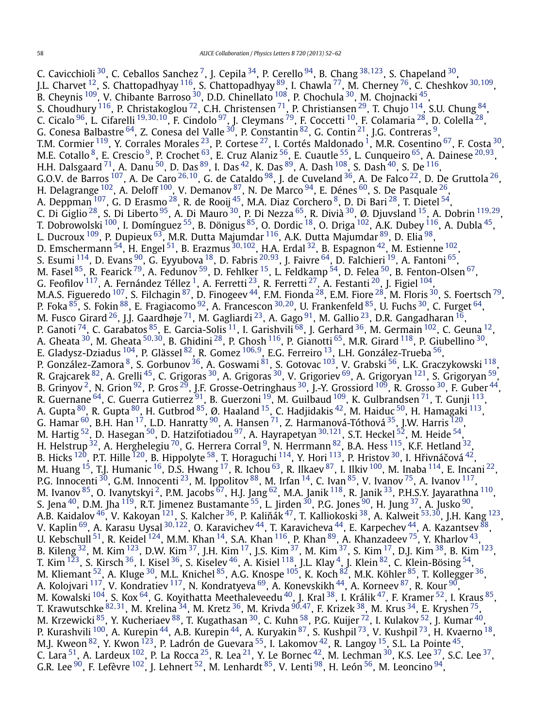C. Cavicchioli [30], C. Ceballos Sanchez [7], J. Cepila [34], P. Cerello [94], B. Chang [38,123], S. Chapeland [30], J.L. Charvet [12], S. Chattopadhyay [116], S. Chattopadhyay [89], I. Chawla [77], M. Cherney [76], C. Cheshkov [30,109], B. Cheynis [109], V. Chibante Barroso [30], D.D. Chinellato [108], P. Chochula [30], M. Chojnacki [45], S. Choudhury [116], P. Christakoglou [72], C.H. Christensen [71], P. Christiansen [29], T. Chujo [114], S.U. Chung [84], C. Cicalo [96], L. Cifarelli [19,30,10], F. Cindolo [97], J. Cleymans [79], F. Coccetti [10], F. Colamaria [28], D. Colella [28], G. Conesa Balbastre [64], Z. Conesa del Valle [30], P. Constantin [82], G. Contin [21], J.G. Contreras [9], T.M. Cormier [119], Y. Corrales Morales [23], P. Cortese [27], I. Cortés Maldonado [1], M.R. Cosentino [67], F. Costa [30], M.E. Cotallo [8], E. Crescio [9], P. Crochet [63], E. Cruz Alaniz [56], E. Cuautle [55], L. Cunqueiro [65], A. Dainese [20,93], H.H. Dalsgaard [71], A. Danu [50], D. Das [89], I. Das [42], K. Das [89], A. Dash [108], S. Dash [40], S. De [116], G.O.V. de Barros [107], A. De Caro [26,10], G. de Cataldo [98], J. de Cuveland [36], A. De Falco [22], D. De Gruttola [26], H. Delagrange [102], A. Deloff [100], V. Demanov [87], N. De Marco [94], E. Dénes [60], S. De Pasquale [26], A. Deppman [107], G. D Erasmo [28], R. de Rooij [45], M.A. Diaz Corchero [8], D. Di Bari [28], T. Dietel [54], C. Di Giglio [28], S. Di Liberto [95], A. Di Mauro [30], P. Di Nezza [65], R. Divià [30], Ø. Djuvsland [15], A. Dobrin [119,29], T. Dobrowolski [100], I. Domínguez [55], B. Dönigus [85], O. Dordic [18], O. Driga [102], A.K. Dubey [116], A. Dubla [45], L. Ducroux [109], P. Dupieux [63], M.R. Dutta Majumdar [116], A.K. Dutta Majumdar [89], D. Elia [98], D. Emschermann [54], H. Engel [51], B. Erazmus [30,102], H.A. Erdal [32], B. Espagnon [42], M. Estienne [102], S. Esumi [114], D. Evans [90], G. Eyyubova [18], D. Fabris [20,93], J. Faivre [64], D. Falchieri [19], A. Fantoni [65], M. Fasel [85], R. Fearick [79], A. Fedunov [59], D. Fehlker [15], L. Feldkamp [54], D. Felea [50], B. Fenton-Olsen [67], G. Feofilov [117], A. Fernández Téllez [1], A. Ferretti [23], R. Ferretti [27], A. Festanti [20], J. Figiel [104], M.A.S. Figueredo [107], S. Filchagin [87], D. Finogeev [44], F.M. Fionda [28], E.M. Fiore [28], M. Floris [30], S. Foertsch [79], P. Foka [85], S. Fokin [88], E. Fragiacomo [92], A. Francescon [30,20], U. Frankenfeld [85], U. Fuchs [30], C. Furget [64], M. Fusco Girard [26], J.J. Gaardhøje [71], M. Gagliardi [23], A. Gago [91], M. Gallio [23], D.R. Gangadharan [16], P. Ganoti [74], C. Garabatos [85], E. Garcia-Solis [11], I. Garishvili [68], J. Gerhard [36], M. Germain [102], C. Geuna [12], A. Gheata [30], M. Gheata [50,30], B. Ghidini [28], P. Ghosh [116], P. Gianotti [65], M.R. Girard [118], P. Giubellino [30], E. Gladysz-Dziadus [104], P. Glässel [82], R. Gomez [106,9], E.G. Ferreiro [13], L.H. González-Trueba [56], P. González-Zamora [8], S. Gorbunov [36], A. Goswami [81], S. Gotovac [103], V. Grabski [56], L.K. Graczykowski [118], R. Grajcarek [82], A. Grelli [45], C. Grigoras [30], A. Grigoras [30], V. Grigoriev [69], A. Grigoryan [121], S. Grigoryan [59], B. Grinyov [2], N. Grion [92], P. Gros [29], J.F. Grosse-Oetringhaus [30], J.-Y. Grossiord [109], R. Grosso [30], F. Guber [44], R. Guernane [64], C. Guerra Gutierrez [91], B. Guerzoni [19], M. Guilbaud [109], K. Gulbrandsen [71], T. Gunji [113], A. Gupta [80], R. Gupta [80], H. Gutbrod [85], Ø. Haaland [15], C. Hadjidakis [42], M. Haiduc [50], H. Hamagaki [113], G. Hamar [60], B.H. Han [17], L.D. Hanratty [90], A. Hansen [71], Z. Harmanová-Tóthová [35], J.W. Harris [120], M. Hartig [52], D. Hasegan [50], D. Hatzifotiadou [97], A. Hayrapetyan [30,121], S.T. Heckel [52], M. Heide [54], H. Helstrup [32], A. Herghelegiu [70], G. Herrera Corral [9], N. Herrmann [82], B.A. Hess [115], K.F. Hetland [32], B. Hicks [120], P.T. Hille [120], B. Hippolyte [58], T. Horaguchi [114], Y. Hori [113], P. Hristov [30], I. Hřivnáčová [42], M. Huang [15], T.J. Humanic [16], D.S. Hwang [17], R. Ichou [63], R. Ilkaev [87], I. Ilkiv [100], M. Inaba [114], E. Incani [22], P.G. Innocenti [30], G.M. Innocenti [23], M. Ippolitov [88], M. Irfan [14], C. Ivan [85], V. Ivanov [75], A. Ivanov [117], M. Ivanov [85], O. Ivanytskyi [2], P.M. Jacobs [67], H.J. Jang [62], M.A. Janik [118], R. Janik [33], P.H.S.Y. Jayarathna [110], S. Jena [40], D.M. Jha [119], R.T. Jimenez Bustamante [55], L. Jirden [30], P.G. Jones [90], H. Jung [37], A. Jusko [90], A.B. Kaidalov [46], V. Kakoyan [121], S. Kalcher [36], P. Kaliňák [47], T. Kalliokoski [38], A. Kalweit [53,30], J.H. Kang [123], V. Kaplin [69], A. Karasu Uysal [30,122], O. Karavichev [44], T. Karavicheva [44], E. Karpechev [44], A. Kazantsev [88], U. Kebschull [51], R. Keidel [124], M.M. Khan [14], S.A. Khan [116], P. Khan [89], A. Khanzadeev [75], Y. Kharlov [43], B. Kileng [32], M. Kim [123], D.W. Kim [37], J.H. Kim [17], J.S. Kim [37], M. Kim [37], S. Kim [17], D.J. Kim [38], B. Kim [123], T. Kim [123], S. Kirsch [36], I. Kisel [36], S. Kiselev [46], A. Kisiel [118], J.L. Klay [4], J. Klein [82], C. Klein-Bösing [54], M. Kliemant [52], A. Kluge [30], M.L. Knichel [85], A.G. Knospe [105], K. Koch [82], M.K. Köhler [85], T. Kollegger [36], A. Kolojvari [117], V. Kondratiev [117], N. Kondratyeva [69], A. Konevskikh [44], A. Korneev [87], R. Kour [90], M. Kowalski [104], S. Kox [64], G. Koyithatta Meethaleveedu [40], J. Kral [38], I. Králik [47], F. Kramer [52], I. Kraus [85], T. Krawutschke [82,31], M. Krelina [34], M. Kretz [36], M. Krivda [90,47], F. Krizek [38], M. Krus [34], E. Kryshen [75], M. Krzewicki [85], Y. Kucheriaev [88], T. Kugathasan [30], C. Kuhn [58], P.G. Kuijer [72], I. Kulakov [52], J. Kumar [40], P. Kurashvili [100], A. Kurepin [44], A.B. Kurepin [44], A. Kuryakin [87], S. Kushpil [73], V. Kushpil [73], H. Kvaerno [18], M.J. Kweon [82], Y. Kwon [123], P. Ladrón de Guevara [55], I. Lakomov [42], R. Langoy [15], S.L. La Pointe [45], C. Lara [51], A. Lardeux [102], P. La Rocca [25], R. Lea [21], Y. Le Bornec [42], M. Lechman [30], K.S. Lee [37], S.C. Lee [37], G.R. Lee [90], F. Lefèvre [102], J. Lehnert [52], M. Lenhardt [85], V. Lenti [98], H. León [56], M. Leoncino [94],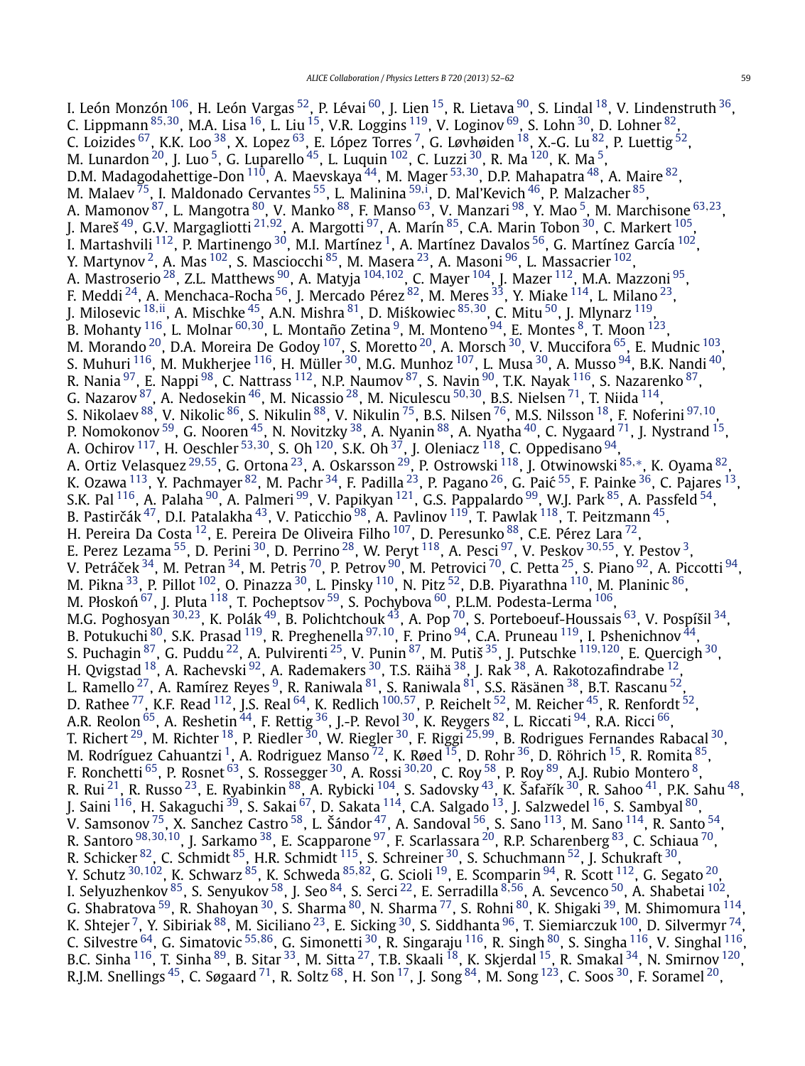I. León Monzón [106], H. León Vargas [52], P. Lévai [60], J. Lien [15], R. Lietava [90], S. Lindal [18], V. Lindenstruth [36], C. Lippmann [85,30], M.A. Lisa [16], L. Liu [15], V.R. Loggins [119], V. Loginov [69], S. Lohn [30], D. Lohner [82], C. Loizides [67], K.K. Loo [38], X. Lopez [63], E. López Torres [7], G. Løvhøiden [18], X.-G. Lu [82], P. Luettig [52], M. Lunardon [20], J. Luo [5], G. Luparello [45], L. Luquin [102], C. Luzzi [30], R. Ma [120], K. Ma [5], D.M. Madagodahettige-Don [110], A. Maevskaya [44], M. Mager [53,30], D.P. Mahapatra [48], A. Maire [82], M. Malaev [75], I. Maldonado Cervantes [55], L. Malinina [59,i], D. Mal'Kevich [46], P. Malzacher [85], A. Mamonov [87], L. Mangotra [80], V. Manko [88], F. Manso [63], V. Manzari [98], Y. Mao [5], M. Marchisone [63,23], J. Mareš [49], G.V. Margagliotti [21,92], A. Margotti [97], A. Marín [85], C.A. Marin Tobon [30], C. Markert [105], I. Martashvili [112], P. Martinengo [30], M.I. Martínez [1], A. Martínez Davalos [56], G. Martínez García [102], Y. Martynov [2], A. Mas [102], S. Masciocchi [85], M. Masera [23], A. Masoni [96], L. Massacrier [102], A. Mastroserio [28], Z.L. Matthews [90], A. Matyja [104,102], C. Mayer [104], J. Mazer [112], M.A. Mazzoni [95], F. Meddi [24], A. Menchaca-Rocha [56], J. Mercado Pérez [82], M. Meres [33], Y. Miake [114], L. Milano [23], J. Milosevic [18,ii], A. Mischke [45], A.N. Mishra [81], D. Miśkowiec [85,30], C. Mitu [50], J. Mlynarz [119], B. Mohanty [116], L. Molnar [60,30], L. Montaño Zetina [9], M. Monteno [94], E. Montes [8], T. Moon [123], M. Morando [20], D.A. Moreira De Godoy [107], S. Moretto [20], A. Morsch [30], V. Muccifora [65], E. Mudnic [103], S. Muhuri [116], M. Mukherjee [116], H. Müller [30], M.G. Munhoz [107], L. Musa [30], A. Musso [94], B.K. Nandi [40], R. Nania [97], E. Nappi [98], C. Nattrass [112], N.P. Naumov [87], S. Navin [90], T.K. Nayak [116], S. Nazarenko [87], G. Nazarov [87], A. Nedosekin [46], M. Nicassio [28], M. Niculescu [50,30], B.S. Nielsen [71], T. Niida [114], S. Nikolaev [88], V. Nikolic [86], S. Nikulin [88], V. Nikulin [75], B.S. Nilsen [76], M.S. Nilsson [18], F. Noferini [97,10], P. Nomokonov [59], G. Nooren [45], N. Novitzky [38], A. Nyanin [88], A. Nyatha [40], C. Nygaard [71], J. Nystrand [15], A. Ochirov [117], H. Oeschler [53,30], S. Oh [120], S.K. Oh [37], J. Oleniacz [118], C. Oppedisano [94], A. Ortiz Velasquez [29,55], G. Ortona [23], A. Oskarsson [29], P. Ostrowski [118], J. Otwinowski [85,*], K. Oyama [82], K. Ozawa [113], Y. Pachmayer [82], M. Pachr [34], F. Padilla [23], P. Pagano [26], G. Paić [55], F. Painke [36], C. Pajares [13], S.K. Pal [116], A. Palaha [90], A. Palmeri [99], V. Papikyan [121], G.S. Pappalardo [99], W.J. Park [85], A. Passfeld [54], B. Pastirčák [47], D.I. Patalakha [43], V. Paticchio [98], A. Pavlinov [119], T. Pawlak [118], T. Peitzmann [45], H. Pereira Da Costa [12], E. Pereira De Oliveira Filho [107], D. Peresunko [88], C.E. Pérez Lara [72], E. Perez Lezama [55], D. Perini [30], D. Perrino [28], W. Peryt [118], A. Pesci [97], V. Peskov [30,55], Y. Pestov [3], V. Petráček [34], M. Petran [34], M. Petris [70], P. Petrov [90], M. Petrovici [70], C. Petta [25], S. Piano [92], A. Piccotti [94], M. Pikna [33], P. Pillot [102], O. Pinazza [30], L. Pinsky [110], N. Pitz [52], D.B. Piyarathna [110], M. Planinic [86], M. Płoskoń [67], J. Pluta [118], T. Pocheptsov [59], S. Pochybova [60], P.L.M. Podesta-Lerma [106], M.G. Poghosyan [30,23], K. Polák [49], B. Polichtchouk [43], A. Pop [70], S. Porteboeuf-Houssais [63], V. Pospíšil [34], B. Potukuchi [80], S.K. Prasad [119], R. Preghenella [97,10], F. Prino [94], C.A. Pruneau [119], I. Pshenichnov [44], S. Puchagin [87], G. Puddu [22], A. Pulvirenti [25], V. Punin [87], M. Putiš [35], J. Putschke [119,120], E. Quercigh [30], H. Qvigstad [18], A. Rachevski [92], A. Rademakers [30], T.S. Räihä [38], J. Rak [38], A. Rakotozafindrabe [12], L. Ramello [27], A. Ramírez Reyes [9], R. Raniwala [81], S. Raniwala [81], S.S. Räsänen [38], B.T. Rascanu [52], D. Rathee [77], K.F. Read [112], J.S. Real [64], K. Redlich [100,57], P. Reichelt [52], M. Reicher [45], R. Renfordt [52], A.R. Reolon [65], A. Reshetin [44], F. Rettig [36], J.-P. Revol [30], K. Reygers [82], L. Riccati [94], R.A. Ricci [66], T. Richert [29], M. Richter [18], P. Riedler [30], W. Riegler [30], F. Riggi [25,99], B. Rodrigues Fernandes Rabacal [30], M. Rodríguez Cahuantzi [1], A. Rodriguez Manso [72], K. Røed [15], D. Rohr [36], D. Röhrich [15], R. Romita [85], F. Ronchetti [65], P. Rosnet [63], S. Rossegger [30], A. Rossi [30,20], C. Roy [58], P. Roy [89], A.J. Rubio Montero [8], R. Rui [21], R. Russo [23], E. Ryabinkin [88], A. Rybicki [104], S. Sadovsky [43], K. Šafařík [30], R. Sahoo [41], P.K. Sahu [48], J. Saini [116], H. Sakaguchi [39], S. Sakai [67], D. Sakata [114], C.A. Salgado [13], J. Salzwedel [16], S. Sambyal [80], V. Samsonov [75], X. Sanchez Castro [58], L. Šándor [47], A. Sandoval [56], S. Sano [113], M. Sano [114], R. Santo [54], R. Santoro [98,30,10], J. Sarkamo [38], E. Scapparone [97], F. Scarlassara [20], R.P. Scharenberg [83], C. Schiaua [70], R. Schicker [82], C. Schmidt [85], H.R. Schmidt [115], S. Schreiner [30], S. Schuchmann [52], J. Schukraft [30], Y. Schutz [30,102], K. Schwarz [85], K. Schweda [85,82], G. Scioli [19], E. Scomparin [94], R. Scott [112], G. Segato [20], I. Selyuzhenkov [85], S. Senyukov [58], J. Seo [84], S. Serci [22], E. Serradilla [8,56], A. Sevcenco [50], A. Shabetai [102], G. Shabratova [59], R. Shahoyan [30], S. Sharma [80], N. Sharma [77], S. Rohni [80], K. Shigaki [39], M. Shimomura [114], K. Shtejer [7], Y. Sibiriak [88], M. Siciliano [23], E. Sicking [30], S. Siddhanta [96], T. Siemiarczuk [100], D. Silvermyr [74], C. Silvestre [64], G. Simatovic [55,86], G. Simonetti [30], R. Singaraju [116], R. Singh [80], S. Singha [116], V. Singhal [116], B.C. Sinha [116], T. Sinha [89], B. Sitar [33], M. Sitta [27], T.B. Skaali [18], K. Skjerdal [15], R. Smakal [34], N. Smirnov [120], R.J.M. Snellings [45], C. Søgaard [71], R. Soltz [68], H. Son [17], J. Song [84], M. Song [123], C. Soos [30], F. Soramel [20],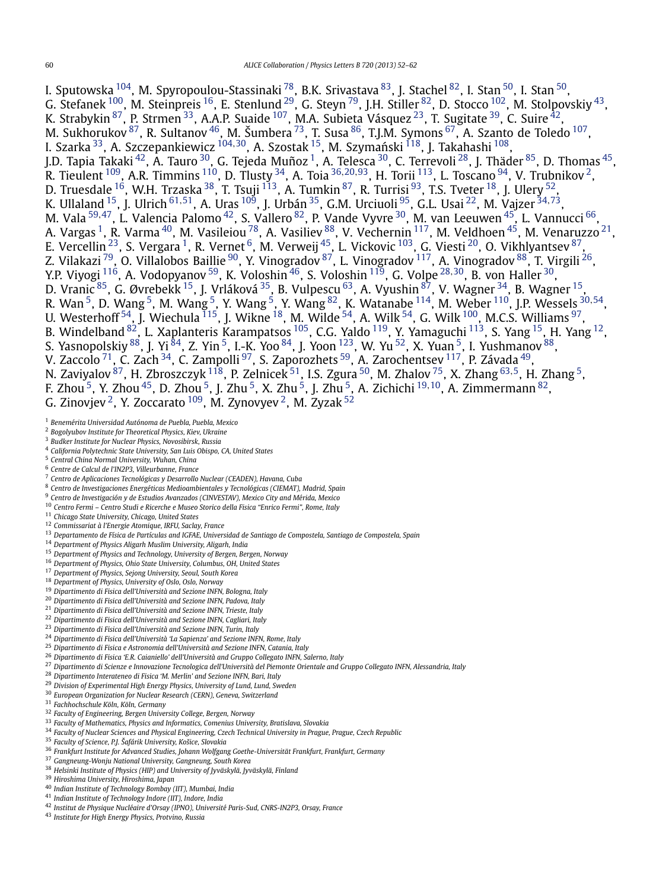I. Sputowska [104], M. Spyropoulou-Stassinaki [78], B.K. Srivastava [83], J. Stachel [82], I. Stan [50], I. Stan [50], G. Stefanek [100], M. Steinpreis [16], E. Stenlund [29], G. Steyn [79], J.H. Stiller [82], D. Stocco [102], M. Stolpovskiy [43], K. Strabykin [87], P. Strmen [33], A.A.P. Suaide [107], M.A. Subieta Vásquez [23], T. Sugitate [39], C. Suire [42], M. Sukhorukov [87], R. Sultanov [46], M. Šumbera [73], T. Susa [86], T.J.M. Symons [67], A. Szanto de Toledo [107], I. Szarka [33], A. Szczepankiewicz [104,30], A. Szostak [15], M. Szymański [118], J. Takahashi [108], J.D. Tapia Takaki [42], A. Tauro [30], G. Tejeda Muñoz [1], A. Telesca [30], C. Terrevoli [28], J. Thäder [85], D. Thomas [45], R. Tieulent [109], A.R. Timmins [110], D. Tlusty [34], A. Toia [36,20,93], H. Torii [113], L. Toscano [94], V. Trubnikov [2], D. Truesdale [16], W.H. Trzaska [38], T. Tsuji [113], A. Tumkin [87], R. Turrisi [93], T.S. Tveter [18], J. Ulery [52], K. Ullaland [15], J. Ulrich [61,51], A. Uras [109], J. Urbán [35], G.M. Urciuoli [95], G.L. Usai [22], M. Vajzer [34,73], M. Vala [59,47], L. Valencia Palomo [42], S. Vallero [82], P. Vande Vyvre [30], M. van Leeuwen [45], L. Vannucci [66], A. Vargas [1], R. Varma [40], M. Vasileiou [78], A. Vasiliev [88], V. Vechernin [117], M. Veldhoen [45], M. Venaruzzo [21], E. Vercellin [23], S. Vergara [1], R. Vernet [6], M. Verweij [45], L. Vickovic [103], G. Viesti [20], O. Vikhlyantsev [87], Z. Vilakazi [79], O. Villalobos Baillie [90], Y. Vinogradov [87], L. Vinogradov [117], A. Vinogradov [88], T. Virgili [26], Y.P. Viyogi [116], A. Vodopyanov [59], K. Voloshin [46], S. Voloshin [119], G. Volpe [28,30], B. von Haller [30], D. Vranic [85], G. Øvrebekk [15], J. Vrláková [35], B. Vulpescu [63], A. Vyushin [87], V. Wagner [34], B. Wagner [15], R. Wan [5], D. Wang [5], M. Wang [5], Y. Wang [5], Y. Wang [82], K. Watanabe [114], M. Weber [110], J.P. Wessels [30,54], U. Westerhoff [54], J. Wiechula [115], J. Wikne [18], M. Wilde [54], A. Wilk [54], G. Wilk [100], M.C.S. Williams [97], B. Windelband [82], L. Xaplanteris Karampatsos [105], C.G. Yaldo [119], Y. Yamaguchi [113], S. Yang [15], H. Yang [12], S. Yasnopolskiy [88], J. Yi [84], Z. Yin [5], I.-K. Yoo [84], J. Yoon [123], W. Yu [52], X. Yuan [5], I. Yushmanov [88], V. Zaccolo [71], C. Zach [34], C. Zampolli [97], S. Zaporozhets [59], A. Zarochentsev [117], P. Závada [49], N. Zaviyalov [87], H. Zbroszczyk [118], P. Zelnicek [51], I.S. Zgura [50], M. Zhalov [75], X. Zhang [63,5], H. Zhang [5], F. Zhou [5], Y. Zhou [45], D. Zhou [5], J. Zhu [5], X. Zhu [5], J. Zhu [5], A. Zichichi [19,10], A. Zimmermann [82], G. Zinovjev [2], Y. Zoccarato [109], M. Zynovyev [2], M. Zyzak [52]

[1] *Benemérita Universidad Autónoma de Puebla, Puebla, Mexico*
[2] *Bogolyubov Institute for Theoretical Physics, Kiev, Ukraine*
[3] *Budker Institute for Nuclear Physics, Novosibirsk, Russia*
[4] *California Polytechnic State University, San Luis Obispo, CA, United States*
[5] *Central China Normal University, Wuhan, China*
[6] *Centre de Calcul de l'IN2P3, Villeurbanne, France*
[7] *Centro de Aplicaciones Tecnológicas y Desarrollo Nuclear (CEADEN), Havana, Cuba*
[8] *Centro de Investigaciones Energéticas Medioambientales y Tecnológicas (CIEMAT), Madrid, Spain*
[9] *Centro de Investigación y de Estudios Avanzados (CINVESTAV), Mexico City and Mérida, Mexico*
[10] *Centro Fermi – Centro Studi e Ricerche e Museo Storico della Fisica "Enrico Fermi", Rome, Italy*
[11] *Chicago State University, Chicago, United States*
[12] *Commissariat à l'Energie Atomique, IRFU, Saclay, France*
[13] *Departamento de Física de Partículas and IGFAE, Universidad de Santiago de Compostela, Santiago de Compostela, Spain*
[14] *Department of Physics Aligarh Muslim University, Aligarh, India*
[15] *Department of Physics and Technology, University of Bergen, Bergen, Norway*
[16] *Department of Physics, Ohio State University, Columbus, OH, United States*
[17] *Department of Physics, Sejong University, Seoul, South Korea*
[18] *Department of Physics, University of Oslo, Oslo, Norway*
[19] *Dipartimento di Fisica dell'Università and Sezione INFN, Bologna, Italy*
[20] *Dipartimento di Fisica dell'Università and Sezione INFN, Padova, Italy*
[21] *Dipartimento di Fisica dell'Università and Sezione INFN, Trieste, Italy*
[22] *Dipartimento di Fisica dell'Università and Sezione INFN, Cagliari, Italy*
[23] *Dipartimento di Fisica dell'Università and Sezione INFN, Turin, Italy*
[24] *Dipartimento di Fisica dell'Università 'La Sapienza' and Sezione INFN, Rome, Italy*
[25] *Dipartimento di Fisica e Astronomia dell'Università and Sezione INFN, Catania, Italy*
[26] *Dipartimento di Fisica 'E.R. Caianiello' dell'Università and Gruppo Collegato INFN, Salerno, Italy*
[27] *Dipartimento di Scienze e Innovazione Tecnologica dell'Università del Piemonte Orientale and Gruppo Collegato INFN, Alessandria, Italy*
[28] *Dipartimento Interateneo di Fisica 'M. Merlin' and Sezione INFN, Bari, Italy*
[29] *Division of Experimental High Energy Physics, University of Lund, Lund, Sweden*
[30] *European Organization for Nuclear Research (CERN), Geneva, Switzerland*
[31] *Fachhochschule Köln, Köln, Germany*
[32] *Faculty of Engineering, Bergen University College, Bergen, Norway*
[33] *Faculty of Mathematics, Physics and Informatics, Comenius University, Bratislava, Slovakia*
[34] *Faculty of Nuclear Sciences and Physical Engineering, Czech Technical University in Prague, Prague, Czech Republic*
[35] *Faculty of Science, P.J. Šafárik University, Košice, Slovakia*
[36] *Frankfurt Institute for Advanced Studies, Johann Wolfgang Goethe-Universität Frankfurt, Frankfurt, Germany*
[37] *Gangneung-Wonju National University, Gangneung, South Korea*
[38] *Helsinki Institute of Physics (HIP) and University of Jyväskylä, Jyväskylä, Finland*
[39] *Hiroshima University, Hiroshima, Japan*
[40] *Indian Institute of Technology Bombay (IIT), Mumbai, India*
[41] *Indian Institute of Technology Indore (IIT), Indore, India*
[42] *Institut de Physique Nucléaire d'Orsay (IPNO), Université Paris-Sud, CNRS-IN2P3, Orsay, France*
[43] *Institute for High Energy Physics, Protvino, Russia*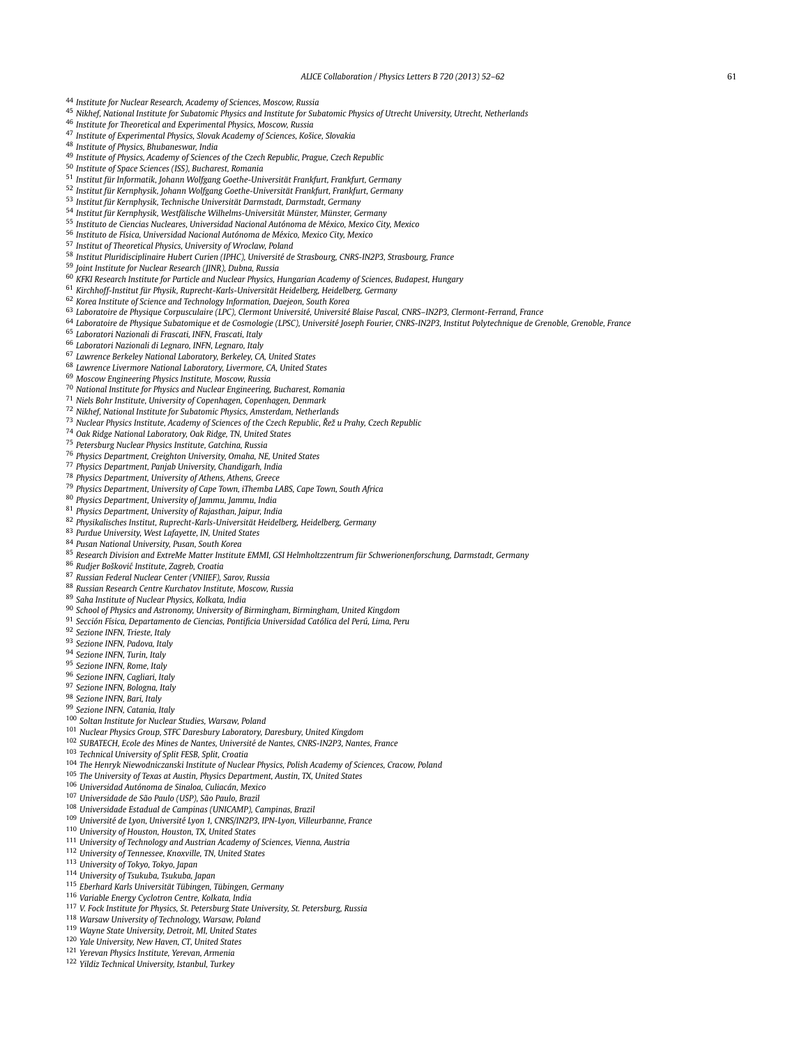[44] Institute for Nuclear Research, Academy of Sciences, Moscow, Russia
[45] Nikhef, National Institute for Subatomic Physics and Institute for Subatomic Physics of Utrecht University, Utrecht, Netherlands
[46] Institute for Theoretical and Experimental Physics, Moscow, Russia
[47] Institute of Experimental Physics, Slovak Academy of Sciences, Košice, Slovakia
[48] Institute of Physics, Bhubaneswar, India
[49] Institute of Physics, Academy of Sciences of the Czech Republic, Prague, Czech Republic
[50] Institute of Space Sciences (ISS), Bucharest, Romania
[51] Institut für Informatik, Johann Wolfgang Goethe-Universität Frankfurt, Frankfurt, Germany
[52] Institut für Kernphysik, Johann Wolfgang Goethe-Universität Frankfurt, Frankfurt, Germany
[53] Institut für Kernphysik, Technische Universität Darmstadt, Darmstadt, Germany
[54] Institut für Kernphysik, Westfälische Wilhelms-Universität Münster, Münster, Germany
[55] Instituto de Ciencias Nucleares, Universidad Nacional Autónoma de México, Mexico City, Mexico
[56] Instituto de Física, Universidad Nacional Autónoma de México, Mexico City, Mexico
[57] Institut of Theoretical Physics, University of Wroclaw, Poland
[58] Institut Pluridisciplinaire Hubert Curien (IPHC), Université de Strasbourg, CNRS-IN2P3, Strasbourg, France
[59] Joint Institute for Nuclear Research (JINR), Dubna, Russia
[60] KFKI Research Institute for Particle and Nuclear Physics, Hungarian Academy of Sciences, Budapest, Hungary
[61] Kirchhoff-Institut für Physik, Ruprecht-Karls-Universität Heidelberg, Heidelberg, Germany
[62] Korea Institute of Science and Technology Information, Daejeon, South Korea
[63] Laboratoire de Physique Corpusculaire (LPC), Clermont Université, Université Blaise Pascal, CNRS–IN2P3, Clermont-Ferrand, France
[64] Laboratoire de Physique Subatomique et de Cosmologie (LPSC), Université Joseph Fourier, CNRS-IN2P3, Institut Polytechnique de Grenoble, Grenoble, France
[65] Laboratori Nazionali di Frascati, INFN, Frascati, Italy
[66] Laboratori Nazionali di Legnaro, INFN, Legnaro, Italy
[67] Lawrence Berkeley National Laboratory, Berkeley, CA, United States
[68] Lawrence Livermore National Laboratory, Livermore, CA, United States
[69] Moscow Engineering Physics Institute, Moscow, Russia
[70] National Institute for Physics and Nuclear Engineering, Bucharest, Romania
[71] Niels Bohr Institute, University of Copenhagen, Copenhagen, Denmark
[72] Nikhef, National Institute for Subatomic Physics, Amsterdam, Netherlands
[73] Nuclear Physics Institute, Academy of Sciences of the Czech Republic, Řež u Prahy, Czech Republic
[74] Oak Ridge National Laboratory, Oak Ridge, TN, United States
[75] Petersburg Nuclear Physics Institute, Gatchina, Russia
[76] Physics Department, Creighton University, Omaha, NE, United States
[77] Physics Department, Panjab University, Chandigarh, India
[78] Physics Department, University of Athens, Athens, Greece
[79] Physics Department, University of Cape Town, iThemba LABS, Cape Town, South Africa
[80] Physics Department, University of Jammu, Jammu, India
[81] Physics Department, University of Rajasthan, Jaipur, India
[82] Physikalisches Institut, Ruprecht-Karls-Universität Heidelberg, Heidelberg, Germany
[83] Purdue University, West Lafayette, IN, United States
[84] Pusan National University, Pusan, South Korea
[85] Research Division and ExtreMe Matter Institute EMMI, GSI Helmholtzzentrum für Schwerionenforschung, Darmstadt, Germany
[86] Rudjer Bošković Institute, Zagreb, Croatia
[87] Russian Federal Nuclear Center (VNIIEF), Sarov, Russia
[88] Russian Research Centre Kurchatov Institute, Moscow, Russia
[89] Saha Institute of Nuclear Physics, Kolkata, India
[90] School of Physics and Astronomy, University of Birmingham, Birmingham, United Kingdom
[91] Sección Física, Departamento de Ciencias, Pontificia Universidad Católica del Perú, Lima, Peru
[92] Sezione INFN, Trieste, Italy
[93] Sezione INFN, Padova, Italy
[94] Sezione INFN, Turin, Italy
[95] Sezione INFN, Rome, Italy
[96] Sezione INFN, Cagliari, Italy
[97] Sezione INFN, Bologna, Italy
[98] Sezione INFN, Bari, Italy
[99] Sezione INFN, Catania, Italy
[100] Soltan Institute for Nuclear Studies, Warsaw, Poland
[101] Nuclear Physics Group, STFC Daresbury Laboratory, Daresbury, United Kingdom
[102] SUBATECH, Ecole des Mines de Nantes, Université de Nantes, CNRS-IN2P3, Nantes, France
[103] Technical University of Split FESB, Split, Croatia
[104] The Henryk Niewodniczanski Institute of Nuclear Physics, Polish Academy of Sciences, Cracow, Poland
[105] The University of Texas at Austin, Physics Department, Austin, TX, United States
[106] Universidad Autónoma de Sinaloa, Culiacán, Mexico
[107] Universidade de São Paulo (USP), São Paulo, Brazil
[108] Universidade Estadual de Campinas (UNICAMP), Campinas, Brazil
[109] Université de Lyon, Université Lyon 1, CNRS/IN2P3, IPN-Lyon, Villeurbanne, France
[110] University of Houston, Houston, TX, United States
[111] University of Technology and Austrian Academy of Sciences, Vienna, Austria
[112] University of Tennessee, Knoxville, TN, United States
[113] University of Tokyo, Tokyo, Japan
[114] University of Tsukuba, Tsukuba, Japan
[115] Eberhard Karls Universität Tübingen, Tübingen, Germany
[116] Variable Energy Cyclotron Centre, Kolkata, India
[117] V. Fock Institute for Physics, St. Petersburg State University, St. Petersburg, Russia
[118] Warsaw University of Technology, Warsaw, Poland
[119] Wayne State University, Detroit, MI, United States
[120] Yale University, New Haven, CT, United States
[121] Yerevan Physics Institute, Yerevan, Armenia
[122] Yildiz Technical University, Istanbul, Turkey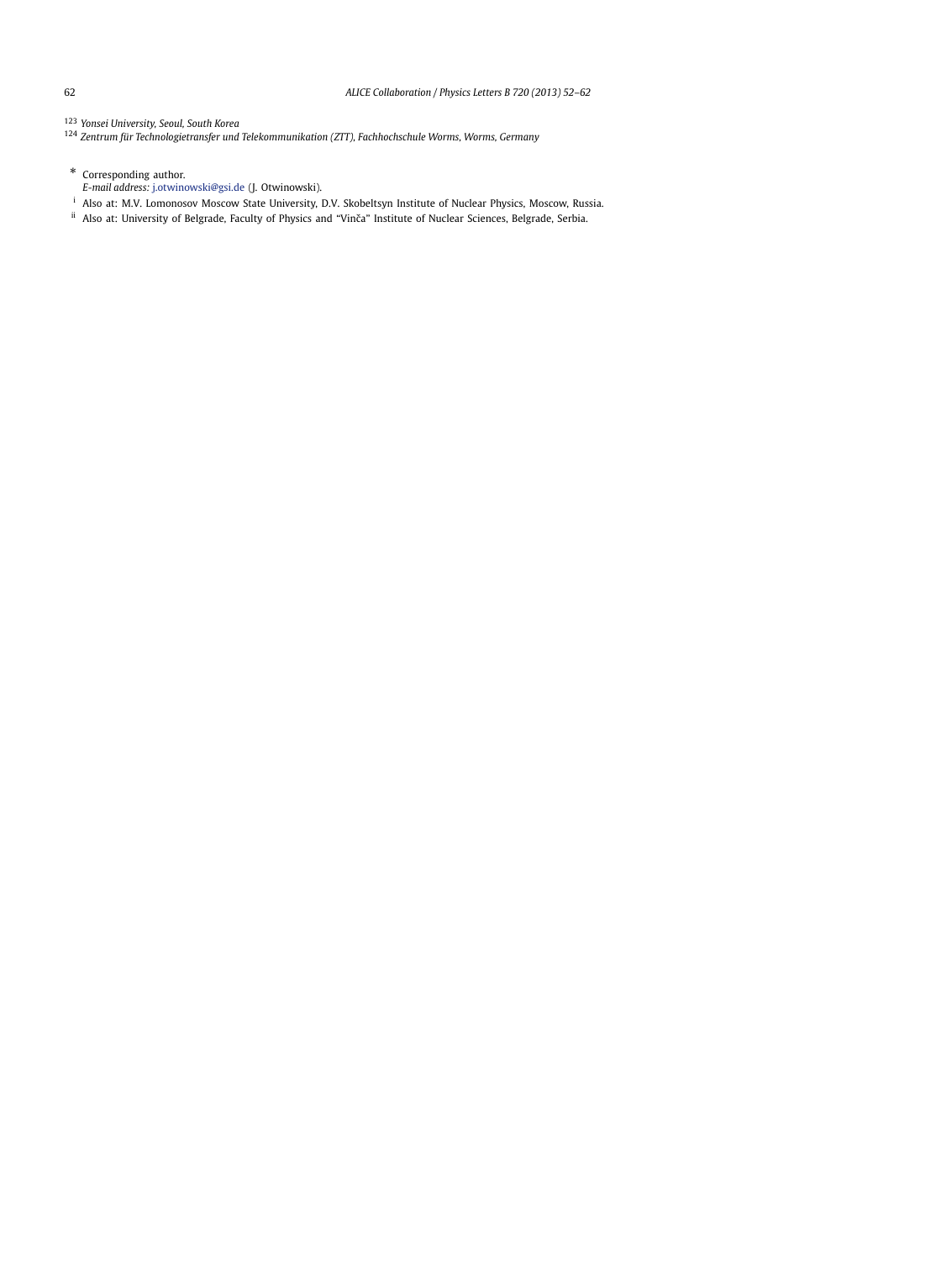[123] *Yonsei University, Seoul, South Korea*

[124] *Zentrum für Technologietransfer und Telekommunikation (ZTT), Fachhochschule Worms, Worms, Germany*

* Corresponding author.
*E-mail address:* j.otwinowski@gsi.de (J. Otwinowski).

[i] Also at: M.V. Lomonosov Moscow State University, D.V. Skobeltsyn Institute of Nuclear Physics, Moscow, Russia.

[ii] Also at: University of Belgrade, Faculty of Physics and "Vinča" Institute of Nuclear Sciences, Belgrade, Serbia.